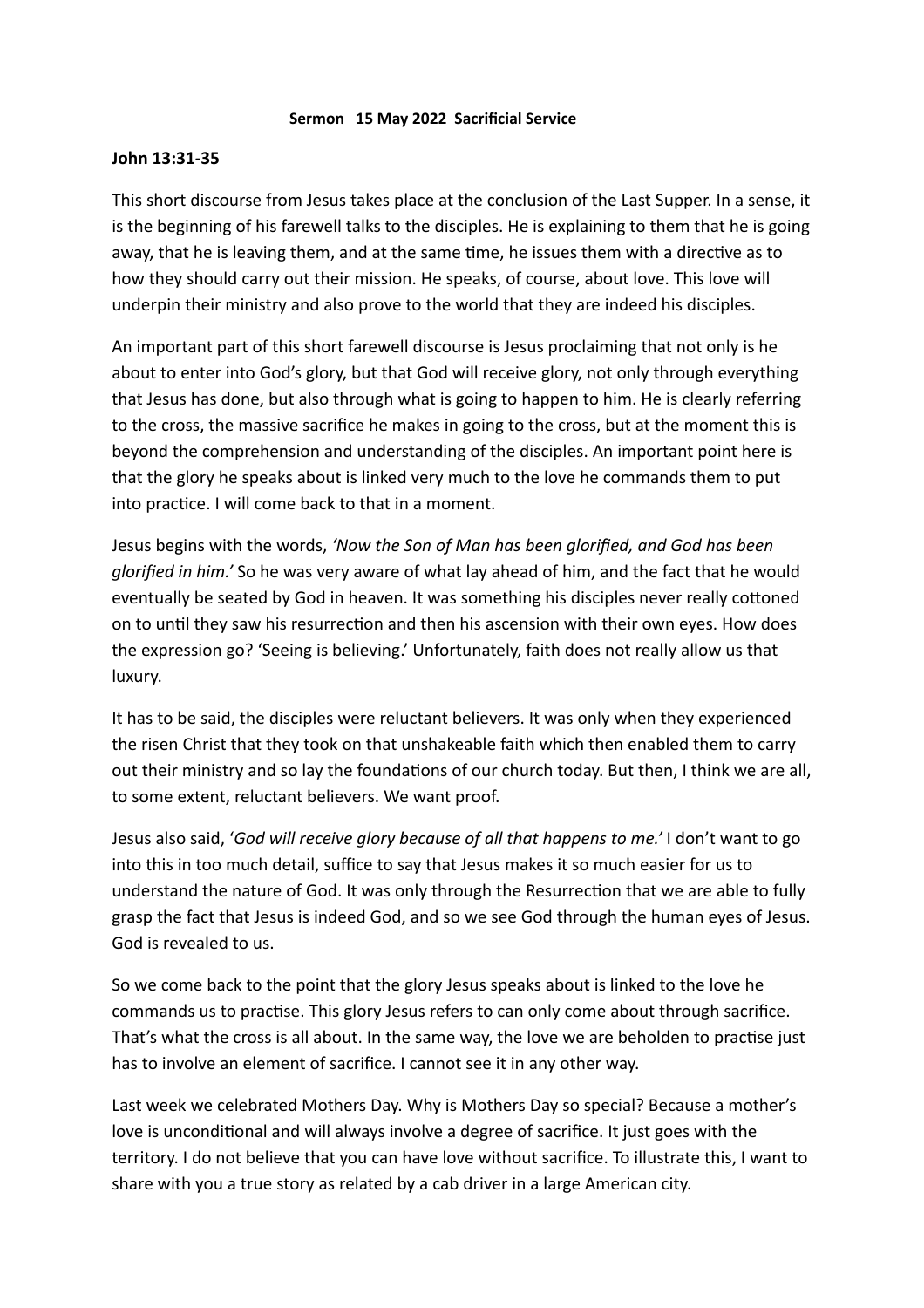**Sermon 15 May 2022 Sacrificial Service**

**John 13:31-35**

This short discourse from Jesus takes place at the conclusion of the Last Supper. In a sense, it is the beginning of his farewell talks to the disciples. He is explaining to them that he is going away, that he is leaving them, and at the same time, he issues them with a directive as to how they should carry out their mission. He speaks, of course, about love. This love will underpin their ministry and also prove to the world that they are indeed his disciples.

An important part of this short farewell discourse is Jesus proclaiming that not only is he about to enter into God's glory, but that God will receive glory, not only through everything that Jesus has done, but also through what is going to happen to him. He is clearly referring to the cross, the massive sacrifice he makes in going to the cross, but at the moment this is beyond the comprehension and understanding of the disciples. An important point here is that the glory he speaks about is linked very much to the love he commands them to put into practice. I will come back to that in a moment.

Jesus begins with the words, *'Now the Son of Man has been glorified, and God has been glorified in him.'* So he was very aware of what lay ahead of him, and the fact that he would eventually be seated by God in heaven. It was something his disciples never really cottoned on to until they saw his resurrection and then his ascension with their own eyes. How does the expression go? 'Seeing is believing.' Unfortunately, faith does not really allow us that luxury.

It has to be said, the disciples were reluctant believers. It was only when they experienced the risen Christ that they took on that unshakeable faith which then enabled them to carry out their ministry and so lay the foundations of our church today. But then, I think we are all, to some extent, reluctant believers. We want proof.

Jesus also said, '*God will receive glory because of all that happens to me.'* I don't want to go into this in too much detail, suffice to say that Jesus makes it so much easier for us to understand the nature of God. It was only through the Resurrection that we are able to fully grasp the fact that Jesus is indeed God, and so we see God through the human eyes of Jesus. God is revealed to us.

So we come back to the point that the glory Jesus speaks about is linked to the love he commands us to practise. This glory Jesus refers to can only come about through sacrifice. That's what the cross is all about. In the same way, the love we are beholden to practise just has to involve an element of sacrifice. I cannot see it in any other way.

Last week we celebrated Mothers Day. Why is Mothers Day so special? Because a mother's love is unconditional and will always involve a degree of sacrifice. It just goes with the territory. I do not believe that you can have love without sacrifice. To illustrate this, I want to share with you a true story as related by a cab driver in a large American city.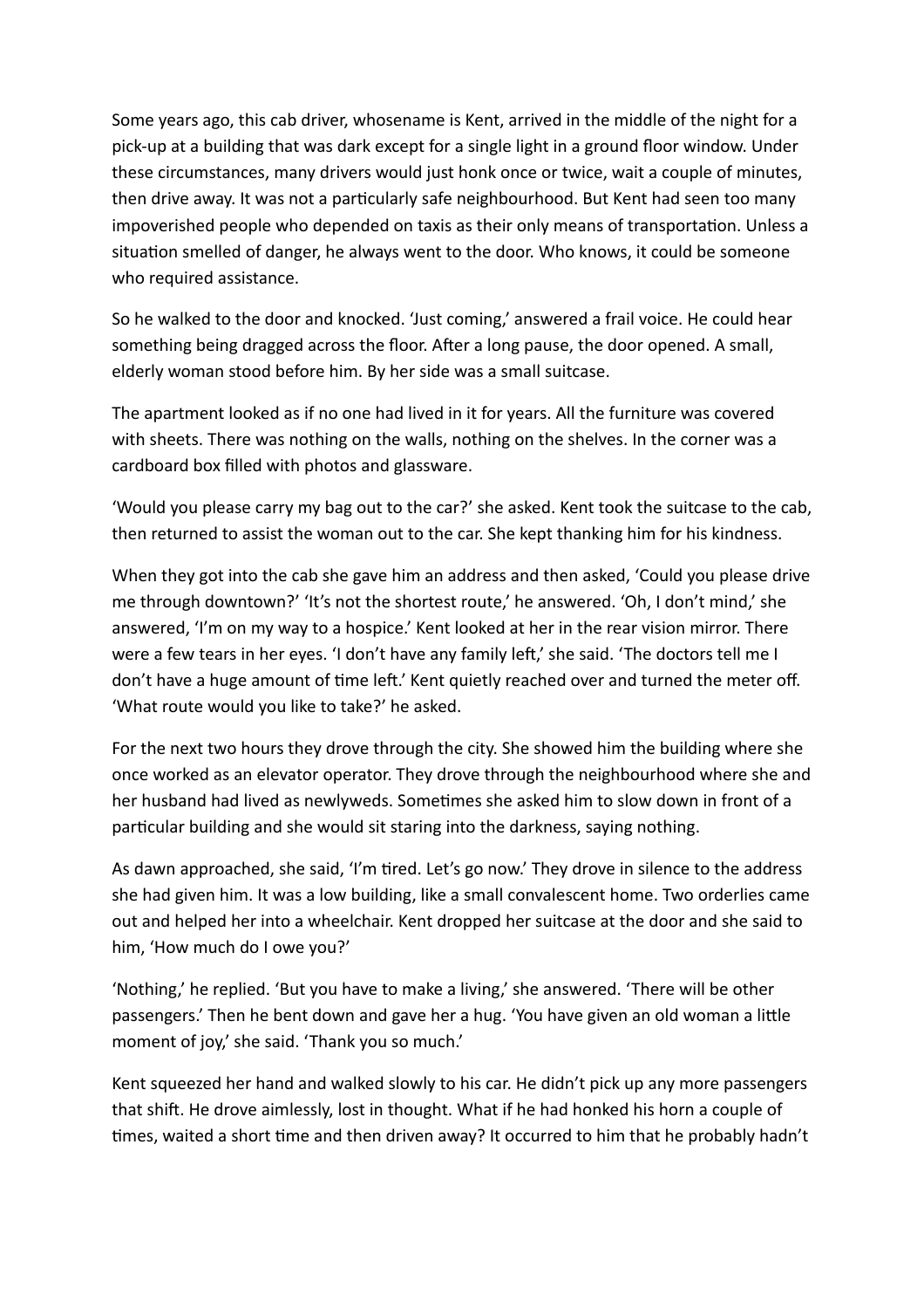Some years ago, this cab driver, whosename is Kent, arrived in the middle of the night for a pick-up at a building that was dark except for a single light in a ground floor window. Under these circumstances, many drivers would just honk once or twice, wait a couple of minutes, then drive away. It was not a particularly safe neighbourhood. But Kent had seen too many impoverished people who depended on taxis as their only means of transportation. Unless a situation smelled of danger, he always went to the door. Who knows, it could be someone who required assistance.

So he walked to the door and knocked. 'Just coming,' answered a frail voice. He could hear something being dragged across the floor. After a long pause, the door opened. A small, elderly woman stood before him. By her side was a small suitcase.

The apartment looked as if no one had lived in it for years. All the furniture was covered with sheets. There was nothing on the walls, nothing on the shelves. In the corner was a cardboard box filled with photos and glassware.

'Would you please carry my bag out to the car?' she asked. Kent took the suitcase to the cab, then returned to assist the woman out to the car. She kept thanking him for his kindness.

When they got into the cab she gave him an address and then asked, 'Could you please drive me through downtown?' 'It's not the shortest route,' he answered. 'Oh, I don't mind,' she answered, 'I'm on my way to a hospice.' Kent looked at her in the rear vision mirror. There were a few tears in her eyes. 'I don't have any family left,' she said. 'The doctors tell me I don't have a huge amount of time left.' Kent quietly reached over and turned the meter off. 'What route would you like to take?' he asked.

For the next two hours they drove through the city. She showed him the building where she once worked as an elevator operator. They drove through the neighbourhood where she and her husband had lived as newlyweds. Sometimes she asked him to slow down in front of a particular building and she would sit staring into the darkness, saying nothing.

As dawn approached, she said, 'I'm tired. Let's go now.' They drove in silence to the address she had given him. It was a low building, like a small convalescent home. Two orderlies came out and helped her into a wheelchair. Kent dropped her suitcase at the door and she said to him, 'How much do I owe you?'

'Nothing,' he replied. 'But you have to make a living,' she answered. 'There will be other passengers.' Then he bent down and gave her a hug. 'You have given an old woman a little moment of joy,' she said. 'Thank you so much.'

Kent squeezed her hand and walked slowly to his car. He didn't pick up any more passengers that shift. He drove aimlessly, lost in thought. What if he had honked his horn a couple of times, waited a short time and then driven away? It occurred to him that he probably hadn't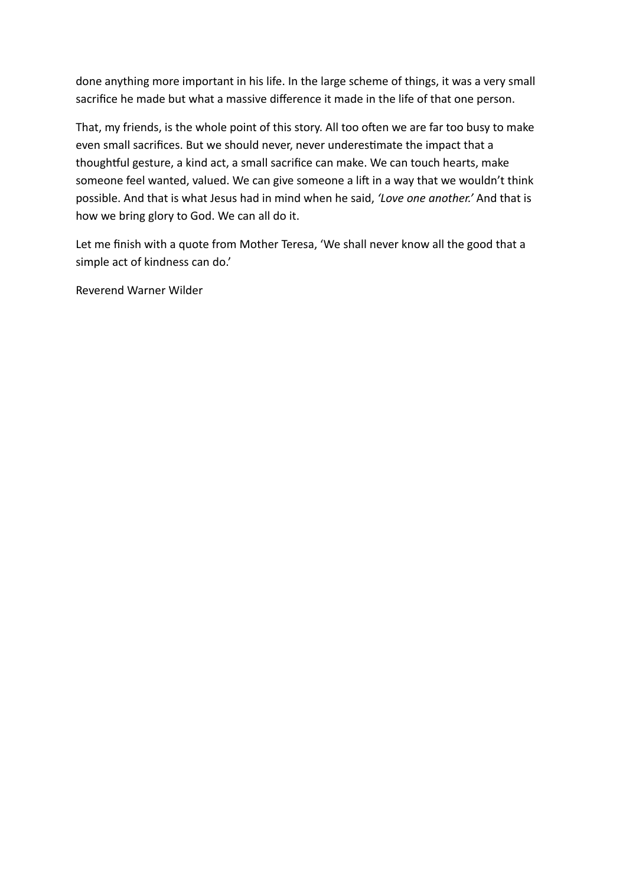done anything more important in his life. In the large scheme of things, it was a very small sacrifice he made but what a massive difference it made in the life of that one person.

That, my friends, is the whole point of this story. All too often we are far too busy to make even small sacrifices. But we should never, never underestimate the impact that a thoughtful gesture, a kind act, a small sacrifice can make. We can touch hearts, make someone feel wanted, valued. We can give someone a lift in a way that we wouldn't think possible. And that is what Jesus had in mind when he said, *'Love one another.'* And that is how we bring glory to God. We can all do it.

Let me finish with a quote from Mother Teresa, 'We shall never know all the good that a simple act of kindness can do.'

Reverend Warner Wilder